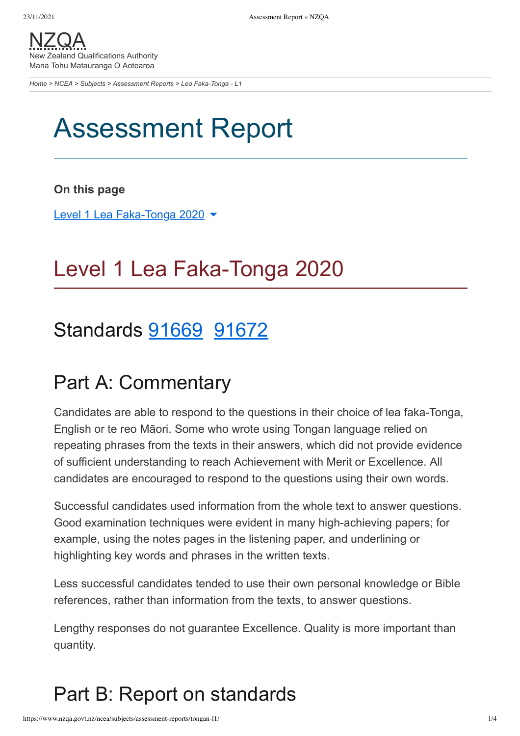NZQA
New Zealand Qualifications Authority
Mana Tohu Matauranga O Aotearoa

*Home > NCEA > Subjects > Assessment Reports > Lea Faka-Tonga - L1*

# Assessment Report

**On this page**

Level 1 Lea Faka-Tonga 2020

## Level 1 Lea Faka-Tonga 2020

## Standards 91669 91672

## Part A: Commentary

Candidates are able to respond to the questions in their choice of lea faka-Tonga, English or te reo Māori. Some who wrote using Tongan language relied on repeating phrases from the texts in their answers, which did not provide evidence of sufficient understanding to reach Achievement with Merit or Excellence. All candidates are encouraged to respond to the questions using their own words.

Successful candidates used information from the whole text to answer questions. Good examination techniques were evident in many high-achieving papers; for example, using the notes pages in the listening paper, and underlining or highlighting key words and phrases in the written texts.

Less successful candidates tended to use their own personal knowledge or Bible references, rather than information from the texts, to answer questions.

Lengthy responses do not guarantee Excellence. Quality is more important than quantity.

## Part B: Report on standards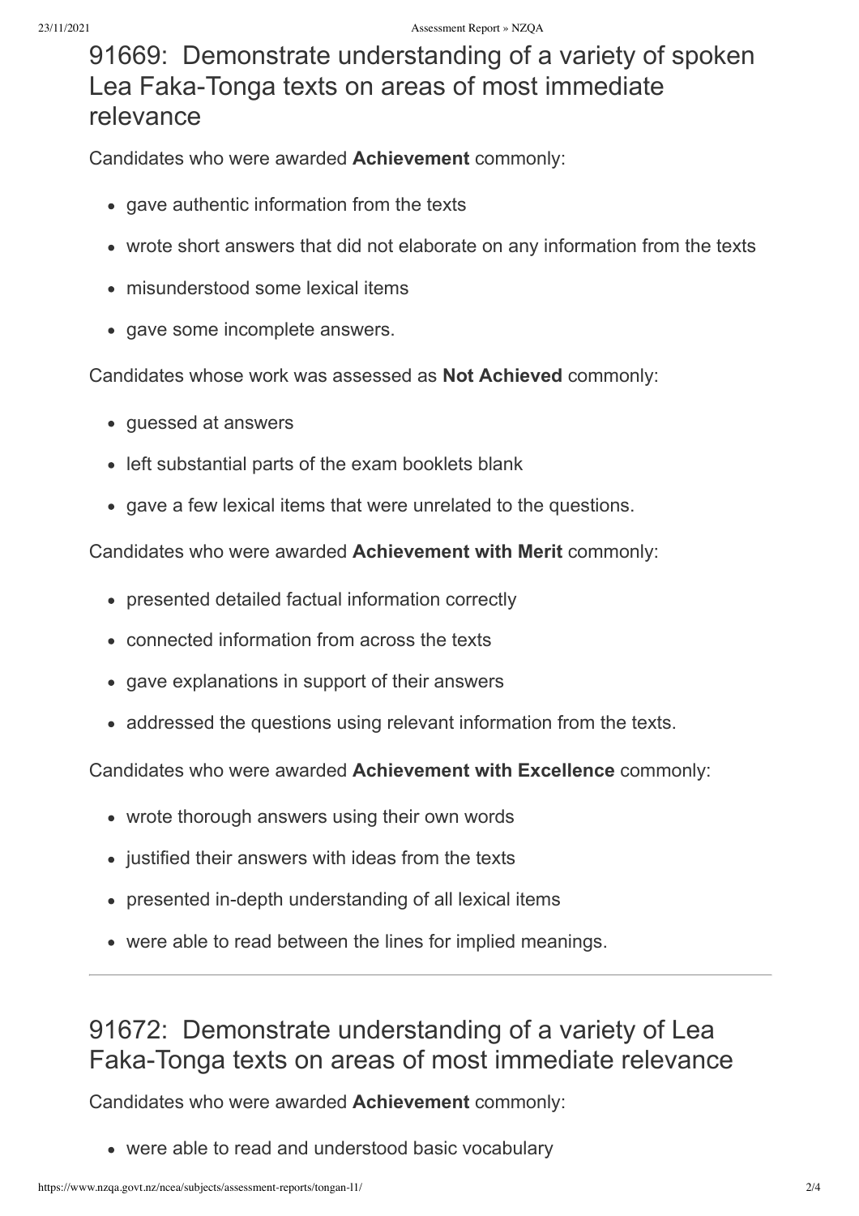## 91669: Demonstrate understanding of a variety of spoken Lea Faka-Tonga texts on areas of most immediate relevance

Candidates who were awarded **Achievement** commonly:

- gave authentic information from the texts
- wrote short answers that did not elaborate on any information from the texts
- misunderstood some lexical items
- gave some incomplete answers.

Candidates whose work was assessed as **Not Achieved** commonly:

- guessed at answers
- left substantial parts of the exam booklets blank
- gave a few lexical items that were unrelated to the questions.

Candidates who were awarded **Achievement with Merit** commonly:

- presented detailed factual information correctly
- connected information from across the texts
- gave explanations in support of their answers
- addressed the questions using relevant information from the texts.

Candidates who were awarded **Achievement with Excellence** commonly:

- wrote thorough answers using their own words
- justified their answers with ideas from the texts
- presented in-depth understanding of all lexical items
- were able to read between the lines for implied meanings.

---

## 91672: Demonstrate understanding of a variety of Lea Faka-Tonga texts on areas of most immediate relevance

Candidates who were awarded **Achievement** commonly:

- were able to read and understood basic vocabulary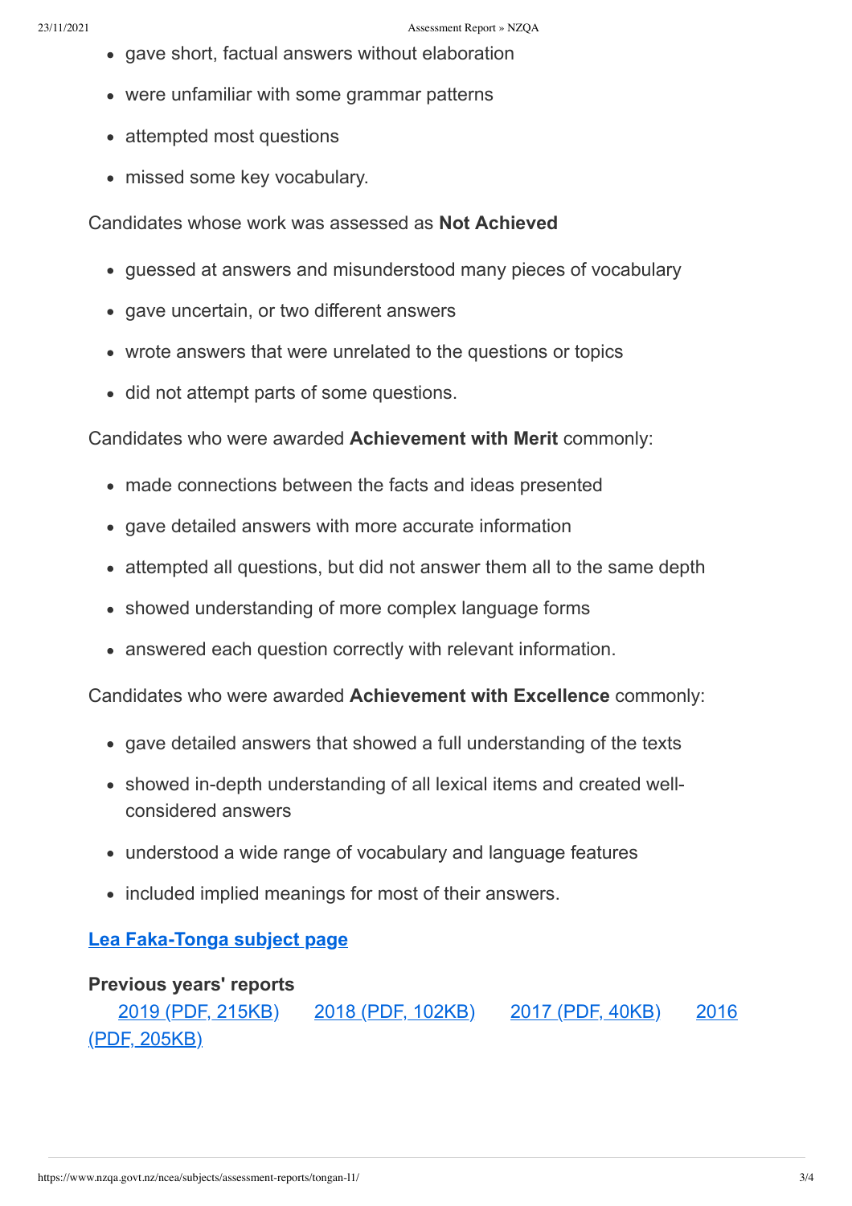- gave short, factual answers without elaboration
- were unfamiliar with some grammar patterns
- attempted most questions
- missed some key vocabulary.

Candidates whose work was assessed as **Not Achieved**

- guessed at answers and misunderstood many pieces of vocabulary
- gave uncertain, or two different answers
- wrote answers that were unrelated to the questions or topics
- did not attempt parts of some questions.

Candidates who were awarded **Achievement with Merit** commonly:

- made connections between the facts and ideas presented
- gave detailed answers with more accurate information
- attempted all questions, but did not answer them all to the same depth
- showed understanding of more complex language forms
- answered each question correctly with relevant information.

Candidates who were awarded **Achievement with Excellence** commonly:

- gave detailed answers that showed a full understanding of the texts
- showed in-depth understanding of all lexical items and created well-considered answers
- understood a wide range of vocabulary and language features
- included implied meanings for most of their answers.

**Lea Faka-Tonga subject page**

**Previous years' reports**

2019 (PDF, 215KB) 2018 (PDF, 102KB) 2017 (PDF, 40KB) 2016 (PDF, 205KB)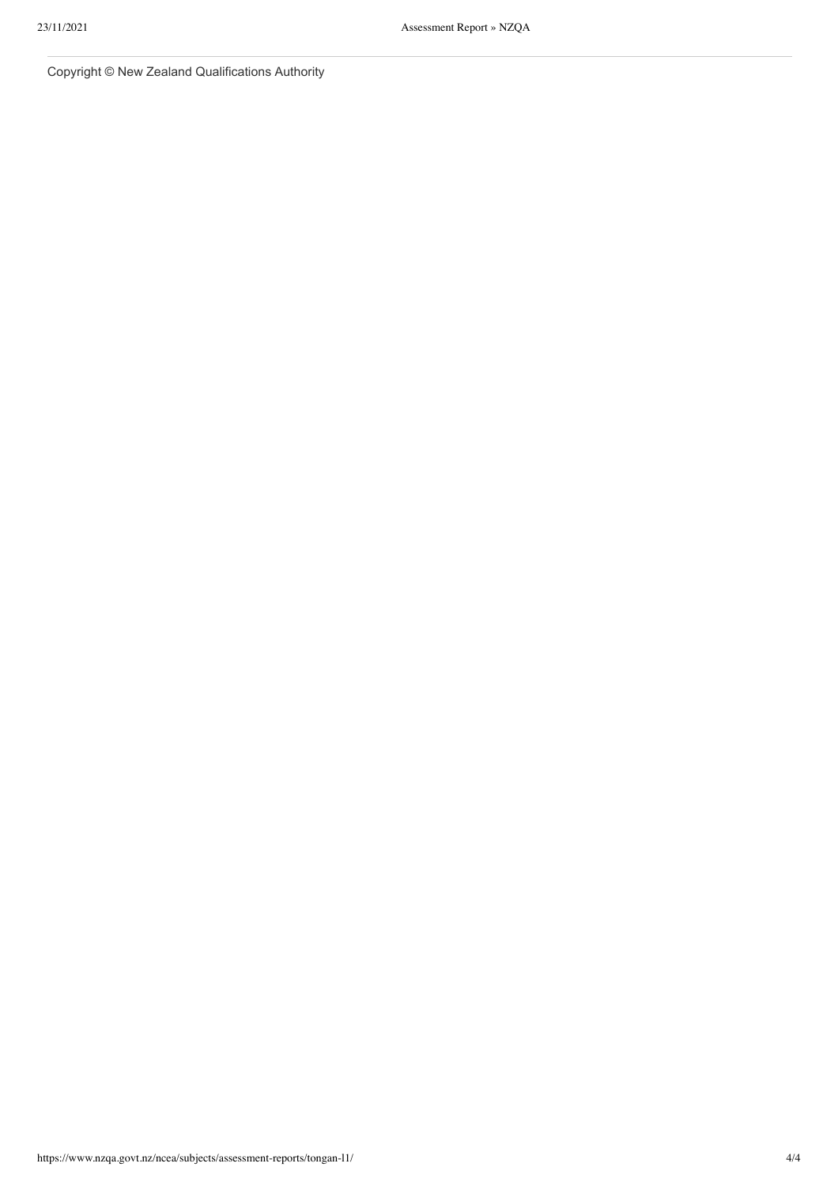Copyright © New Zealand Qualifications Authority